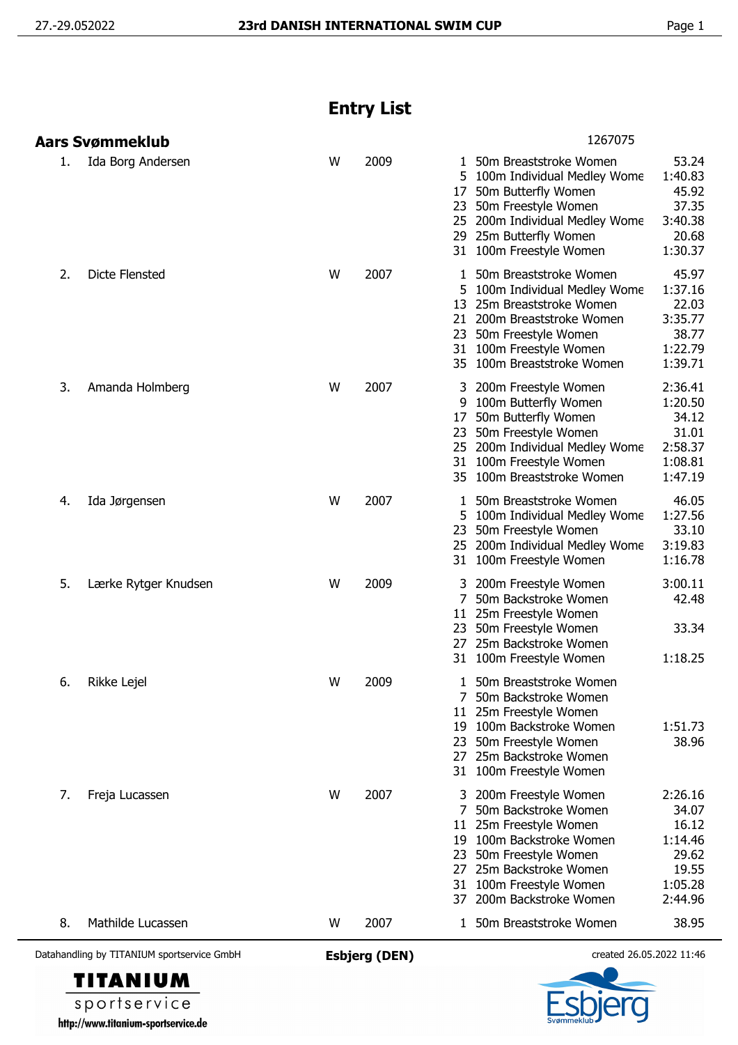# Entry List

## Aars Svømmeklub

1267075

| No. | Name | Sex | Year | Event | Discipline | Time |
|---|---|---|---|---|---|---|
| 1. | Ida Borg Andersen | W | 2009 | 1 | 50m Breaststroke Women | 53.24 |
| | | | | 5 | 100m Individual Medley Wome | 1:40.83 |
| | | | | 17 | 50m Butterfly Women | 45.92 |
| | | | | 23 | 50m Freestyle Women | 37.35 |
| | | | | 25 | 200m Individual Medley Wome | 3:40.38 |
| | | | | 29 | 25m Butterfly Women | 20.68 |
| | | | | 31 | 100m Freestyle Women | 1:30.37 |
| 2. | Dicte Flensted | W | 2007 | 1 | 50m Breaststroke Women | 45.97 |
| | | | | 5 | 100m Individual Medley Wome | 1:37.16 |
| | | | | 13 | 25m Breaststroke Women | 22.03 |
| | | | | 21 | 200m Breaststroke Women | 3:35.77 |
| | | | | 23 | 50m Freestyle Women | 38.77 |
| | | | | 31 | 100m Freestyle Women | 1:22.79 |
| | | | | 35 | 100m Breaststroke Women | 1:39.71 |
| 3. | Amanda Holmberg | W | 2007 | 3 | 200m Freestyle Women | 2:36.41 |
| | | | | 9 | 100m Butterfly Women | 1:20.50 |
| | | | | 17 | 50m Butterfly Women | 34.12 |
| | | | | 23 | 50m Freestyle Women | 31.01 |
| | | | | 25 | 200m Individual Medley Wome | 2:58.37 |
| | | | | 31 | 100m Freestyle Women | 1:08.81 |
| | | | | 35 | 100m Breaststroke Women | 1:47.19 |
| 4. | Ida Jørgensen | W | 2007 | 1 | 50m Breaststroke Women | 46.05 |
| | | | | 5 | 100m Individual Medley Wome | 1:27.56 |
| | | | | 23 | 50m Freestyle Women | 33.10 |
| | | | | 25 | 200m Individual Medley Wome | 3:19.83 |
| | | | | 31 | 100m Freestyle Women | 1:16.78 |
| 5. | Lærke Rytger Knudsen | W | 2009 | 3 | 200m Freestyle Women | 3:00.11 |
| | | | | 7 | 50m Backstroke Women | 42.48 |
| | | | | 11 | 25m Freestyle Women | |
| | | | | 23 | 50m Freestyle Women | 33.34 |
| | | | | 27 | 25m Backstroke Women | |
| | | | | 31 | 100m Freestyle Women | 1:18.25 |
| 6. | Rikke Lejel | W | 2009 | 1 | 50m Breaststroke Women | |
| | | | | 7 | 50m Backstroke Women | |
| | | | | 11 | 25m Freestyle Women | |
| | | | | 19 | 100m Backstroke Women | 1:51.73 |
| | | | | 23 | 50m Freestyle Women | 38.96 |
| | | | | 27 | 25m Backstroke Women | |
| | | | | 31 | 100m Freestyle Women | |
| 7. | Freja Lucassen | W | 2007 | 3 | 200m Freestyle Women | 2:26.16 |
| | | | | 7 | 50m Backstroke Women | 34.07 |
| | | | | 11 | 25m Freestyle Women | 16.12 |
| | | | | 19 | 100m Backstroke Women | 1:14.46 |
| | | | | 23 | 50m Freestyle Women | 29.62 |
| | | | | 27 | 25m Backstroke Women | 19.55 |
| | | | | 31 | 100m Freestyle Women | 1:05.28 |
| | | | | 37 | 200m Backstroke Women | 2:44.96 |
| 8. | Mathilde Lucassen | W | 2007 | 1 | 50m Breaststroke Women | 38.95 |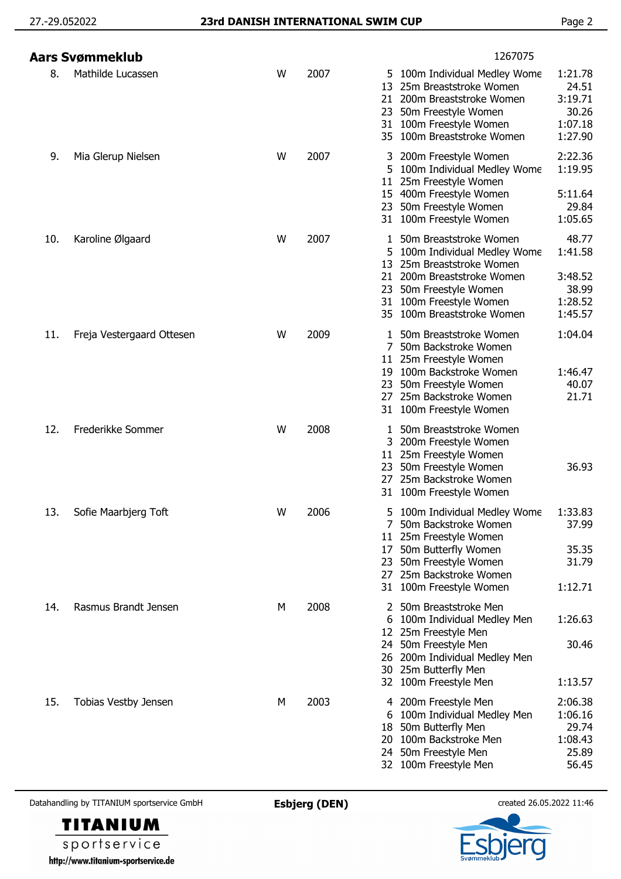## Aars Svømmeklub

1267075

| No. | Name | Gender | Year | Event | Event Name | Time |
|---|---|---|---|---|---|---|
| 8. | Mathilde Lucassen | W | 2007 | 5 | 100m Individual Medley Wome | 1:21.78 |
| | | | | 13 | 25m Breaststroke Women | 24.51 |
| | | | | 21 | 200m Breaststroke Women | 3:19.71 |
| | | | | 23 | 50m Freestyle Women | 30.26 |
| | | | | 31 | 100m Freestyle Women | 1:07.18 |
| | | | | 35 | 100m Breaststroke Women | 1:27.90 |
| 9. | Mia Glerup Nielsen | W | 2007 | 3 | 200m Freestyle Women | 2:22.36 |
| | | | | 5 | 100m Individual Medley Wome | 1:19.95 |
| | | | | 11 | 25m Freestyle Women | |
| | | | | 15 | 400m Freestyle Women | 5:11.64 |
| | | | | 23 | 50m Freestyle Women | 29.84 |
| | | | | 31 | 100m Freestyle Women | 1:05.65 |
| 10. | Karoline Ølgaard | W | 2007 | 1 | 50m Breaststroke Women | 48.77 |
| | | | | 5 | 100m Individual Medley Wome | 1:41.58 |
| | | | | 13 | 25m Breaststroke Women | |
| | | | | 21 | 200m Breaststroke Women | 3:48.52 |
| | | | | 23 | 50m Freestyle Women | 38.99 |
| | | | | 31 | 100m Freestyle Women | 1:28.52 |
| | | | | 35 | 100m Breaststroke Women | 1:45.57 |
| 11. | Freja Vestergaard Ottesen | W | 2009 | 1 | 50m Breaststroke Women | 1:04.04 |
| | | | | 7 | 50m Backstroke Women | |
| | | | | 11 | 25m Freestyle Women | |
| | | | | 19 | 100m Backstroke Women | 1:46.47 |
| | | | | 23 | 50m Freestyle Women | 40.07 |
| | | | | 27 | 25m Backstroke Women | 21.71 |
| | | | | 31 | 100m Freestyle Women | |
| 12. | Frederikke Sommer | W | 2008 | 1 | 50m Breaststroke Women | |
| | | | | 3 | 200m Freestyle Women | |
| | | | | 11 | 25m Freestyle Women | |
| | | | | 23 | 50m Freestyle Women | 36.93 |
| | | | | 27 | 25m Backstroke Women | |
| | | | | 31 | 100m Freestyle Women | |
| 13. | Sofie Maarbjerg Toft | W | 2006 | 5 | 100m Individual Medley Wome | 1:33.83 |
| | | | | 7 | 50m Backstroke Women | 37.99 |
| | | | | 11 | 25m Freestyle Women | |
| | | | | 17 | 50m Butterfly Women | 35.35 |
| | | | | 23 | 50m Freestyle Women | 31.79 |
| | | | | 27 | 25m Backstroke Women | |
| | | | | 31 | 100m Freestyle Women | 1:12.71 |
| 14. | Rasmus Brandt Jensen | M | 2008 | 2 | 50m Breaststroke Men | |
| | | | | 6 | 100m Individual Medley Men | 1:26.63 |
| | | | | 12 | 25m Freestyle Men | |
| | | | | 24 | 50m Freestyle Men | 30.46 |
| | | | | 26 | 200m Individual Medley Men | |
| | | | | 30 | 25m Butterfly Men | |
| | | | | 32 | 100m Freestyle Men | 1:13.57 |
| 15. | Tobias Vestby Jensen | M | 2003 | 4 | 200m Freestyle Men | 2:06.38 |
| | | | | 6 | 100m Individual Medley Men | 1:06.16 |
| | | | | 18 | 50m Butterfly Men | 29.74 |
| | | | | 20 | 100m Backstroke Men | 1:08.43 |
| | | | | 24 | 50m Freestyle Men | 25.89 |
| | | | | 32 | 100m Freestyle Men | 56.45 |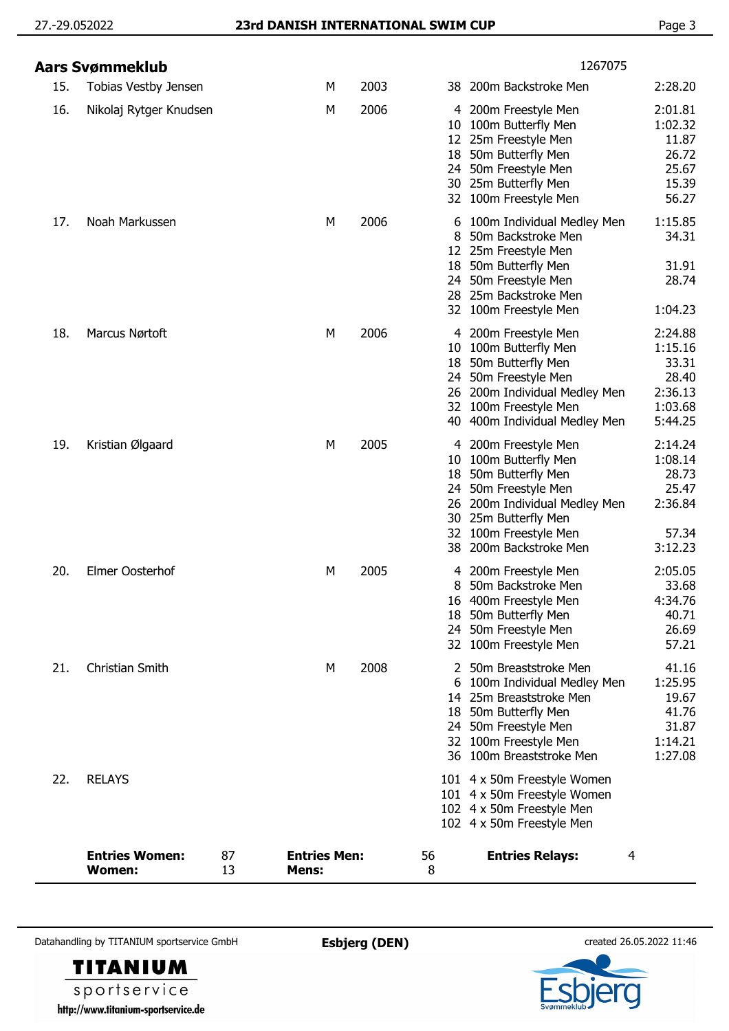## Aars Svømmeklub

1267075

| | | | | | | |
|---|---|---|---|---|---|---|
| 15. | Tobias Vestby Jensen | M | 2003 | 38 | 200m Backstroke Men | 2:28.20 |
| 16. | Nikolaj Rytger Knudsen | M | 2006 | 4 | 200m Freestyle Men | 2:01.81 |
| | | | | 10 | 100m Butterfly Men | 1:02.32 |
| | | | | 12 | 25m Freestyle Men | 11.87 |
| | | | | 18 | 50m Butterfly Men | 26.72 |
| | | | | 24 | 50m Freestyle Men | 25.67 |
| | | | | 30 | 25m Butterfly Men | 15.39 |
| | | | | 32 | 100m Freestyle Men | 56.27 |
| 17. | Noah Markussen | M | 2006 | 6 | 100m Individual Medley Men | 1:15.85 |
| | | | | 8 | 50m Backstroke Men | 34.31 |
| | | | | 12 | 25m Freestyle Men | |
| | | | | 18 | 50m Butterfly Men | 31.91 |
| | | | | 24 | 50m Freestyle Men | 28.74 |
| | | | | 28 | 25m Backstroke Men | |
| | | | | 32 | 100m Freestyle Men | 1:04.23 |
| 18. | Marcus Nørtoft | M | 2006 | 4 | 200m Freestyle Men | 2:24.88 |
| | | | | 10 | 100m Butterfly Men | 1:15.16 |
| | | | | 18 | 50m Butterfly Men | 33.31 |
| | | | | 24 | 50m Freestyle Men | 28.40 |
| | | | | 26 | 200m Individual Medley Men | 2:36.13 |
| | | | | 32 | 100m Freestyle Men | 1:03.68 |
| | | | | 40 | 400m Individual Medley Men | 5:44.25 |
| 19. | Kristian Ølgaard | M | 2005 | 4 | 200m Freestyle Men | 2:14.24 |
| | | | | 10 | 100m Butterfly Men | 1:08.14 |
| | | | | 18 | 50m Butterfly Men | 28.73 |
| | | | | 24 | 50m Freestyle Men | 25.47 |
| | | | | 26 | 200m Individual Medley Men | 2:36.84 |
| | | | | 30 | 25m Butterfly Men | |
| | | | | 32 | 100m Freestyle Men | 57.34 |
| | | | | 38 | 200m Backstroke Men | 3:12.23 |
| 20. | Elmer Oosterhof | M | 2005 | 4 | 200m Freestyle Men | 2:05.05 |
| | | | | 8 | 50m Backstroke Men | 33.68 |
| | | | | 16 | 400m Freestyle Men | 4:34.76 |
| | | | | 18 | 50m Butterfly Men | 40.71 |
| | | | | 24 | 50m Freestyle Men | 26.69 |
| | | | | 32 | 100m Freestyle Men | 57.21 |
| 21. | Christian Smith | M | 2008 | 2 | 50m Breaststroke Men | 41.16 |
| | | | | 6 | 100m Individual Medley Men | 1:25.95 |
| | | | | 14 | 25m Breaststroke Men | 19.67 |
| | | | | 18 | 50m Butterfly Men | 41.76 |
| | | | | 24 | 50m Freestyle Men | 31.87 |
| | | | | 32 | 100m Freestyle Men | 1:14.21 |
| | | | | 36 | 100m Breaststroke Men | 1:27.08 |
| 22. | RELAYS | | | 101 | 4 x 50m Freestyle Women | |
| | | | | 101 | 4 x 50m Freestyle Women | |
| | | | | 102 | 4 x 50m Freestyle Men | |
| | | | | 102 | 4 x 50m Freestyle Men | |

| | | | | | |
|---|---|---|---|---|---|
| **Entries Women:** | 87 | **Entries Men:** | 56 | **Entries Relays:** | 4 |
| **Women:** | 13 | **Mens:** | 8 | | |